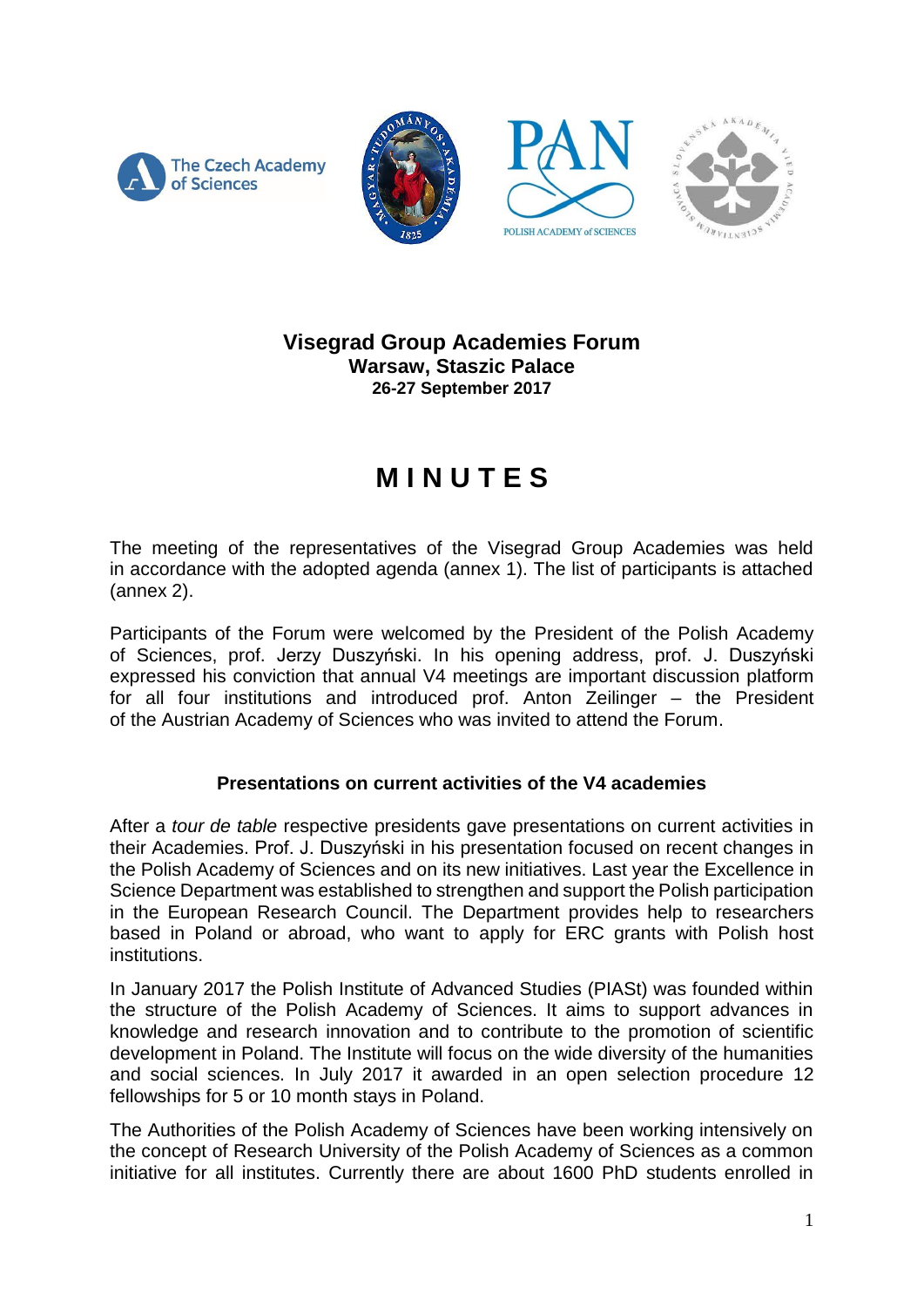The Czech Academy of Sciences

**Visegrad Group Academies Forum**
**Warsaw, Staszic Palace**
**26-27 September 2017**

# M I N U T E S

The meeting of the representatives of the Visegrad Group Academies was held in accordance with the adopted agenda (annex 1). The list of participants is attached (annex 2).

Participants of the Forum were welcomed by the President of the Polish Academy of Sciences, prof. Jerzy Duszyński. In his opening address, prof. J. Duszyński expressed his conviction that annual V4 meetings are important discussion platform for all four institutions and introduced prof. Anton Zeilinger – the President of the Austrian Academy of Sciences who was invited to attend the Forum.

### Presentations on current activities of the V4 academies

After a *tour de table* respective presidents gave presentations on current activities in their Academies. Prof. J. Duszyński in his presentation focused on recent changes in the Polish Academy of Sciences and on its new initiatives. Last year the Excellence in Science Department was established to strengthen and support the Polish participation in the European Research Council. The Department provides help to researchers based in Poland or abroad, who want to apply for ERC grants with Polish host institutions.

In January 2017 the Polish Institute of Advanced Studies (PIASt) was founded within the structure of the Polish Academy of Sciences. It aims to support advances in knowledge and research innovation and to contribute to the promotion of scientific development in Poland. The Institute will focus on the wide diversity of the humanities and social sciences. In July 2017 it awarded in an open selection procedure 12 fellowships for 5 or 10 month stays in Poland.

The Authorities of the Polish Academy of Sciences have been working intensively on the concept of Research University of the Polish Academy of Sciences as a common initiative for all institutes. Currently there are about 1600 PhD students enrolled in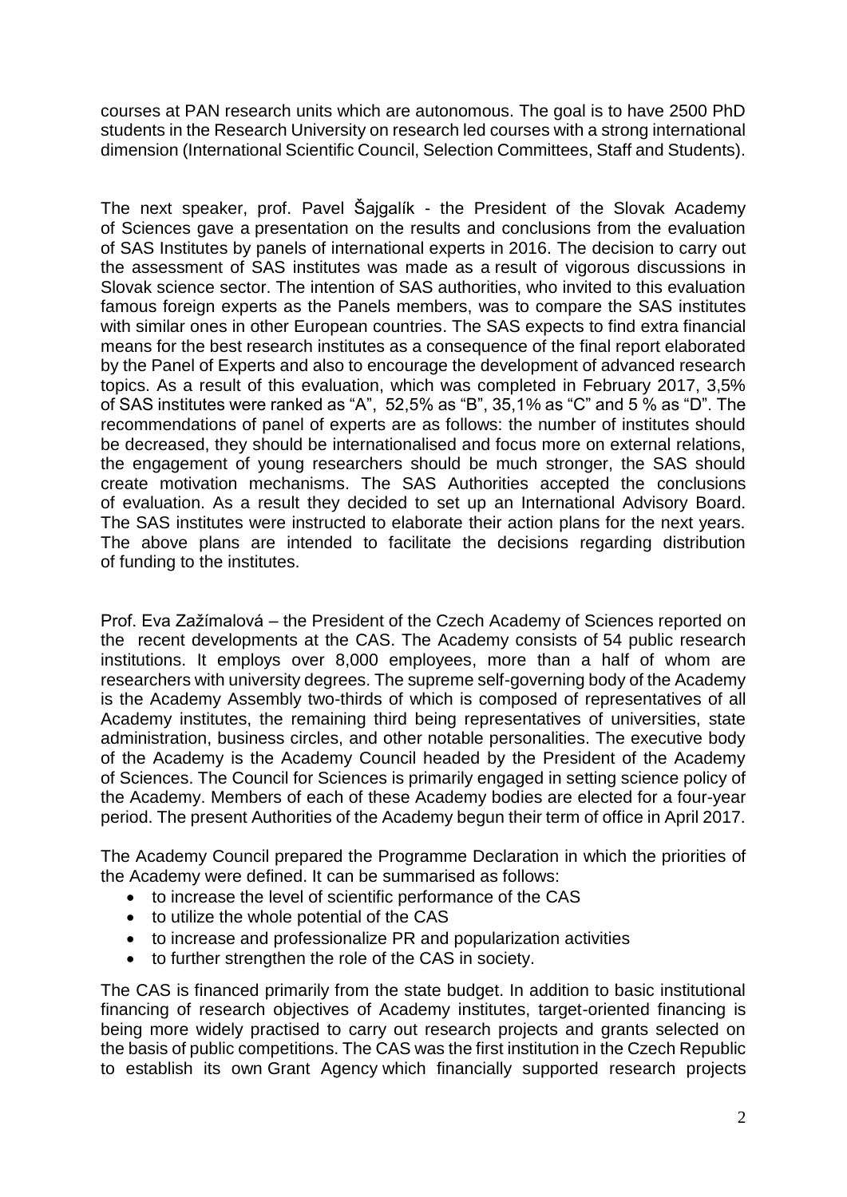courses at PAN research units which are autonomous. The goal is to have 2500 PhD students in the Research University on research led courses with a strong international dimension (International Scientific Council, Selection Committees, Staff and Students).

The next speaker, prof. Pavel Šajgalík - the President of the Slovak Academy of Sciences gave a presentation on the results and conclusions from the evaluation of SAS Institutes by panels of international experts in 2016. The decision to carry out the assessment of SAS institutes was made as a result of vigorous discussions in Slovak science sector. The intention of SAS authorities, who invited to this evaluation famous foreign experts as the Panels members, was to compare the SAS institutes with similar ones in other European countries. The SAS expects to find extra financial means for the best research institutes as a consequence of the final report elaborated by the Panel of Experts and also to encourage the development of advanced research topics. As a result of this evaluation, which was completed in February 2017, 3,5% of SAS institutes were ranked as "A", 52,5% as "B", 35,1% as "C" and 5 % as "D". The recommendations of panel of experts are as follows: the number of institutes should be decreased, they should be internationalised and focus more on external relations, the engagement of young researchers should be much stronger, the SAS should create motivation mechanisms. The SAS Authorities accepted the conclusions of evaluation. As a result they decided to set up an International Advisory Board. The SAS institutes were instructed to elaborate their action plans for the next years. The above plans are intended to facilitate the decisions regarding distribution of funding to the institutes.

Prof. Eva Zažímalová – the President of the Czech Academy of Sciences reported on the recent developments at the CAS. The Academy consists of 54 public research institutions. It employs over 8,000 employees, more than a half of whom are researchers with university degrees. The supreme self-governing body of the Academy is the Academy Assembly two-thirds of which is composed of representatives of all Academy institutes, the remaining third being representatives of universities, state administration, business circles, and other notable personalities. The executive body of the Academy is the Academy Council headed by the President of the Academy of Sciences. The Council for Sciences is primarily engaged in setting science policy of the Academy. Members of each of these Academy bodies are elected for a four-year period. The present Authorities of the Academy begun their term of office in April 2017.

The Academy Council prepared the Programme Declaration in which the priorities of the Academy were defined. It can be summarised as follows:

- to increase the level of scientific performance of the CAS
- to utilize the whole potential of the CAS
- to increase and professionalize PR and popularization activities
- to further strengthen the role of the CAS in society.

The CAS is financed primarily from the state budget. In addition to basic institutional financing of research objectives of Academy institutes, target-oriented financing is being more widely practised to carry out research projects and grants selected on the basis of public competitions. The CAS was the first institution in the Czech Republic to establish its own Grant Agency which financially supported research projects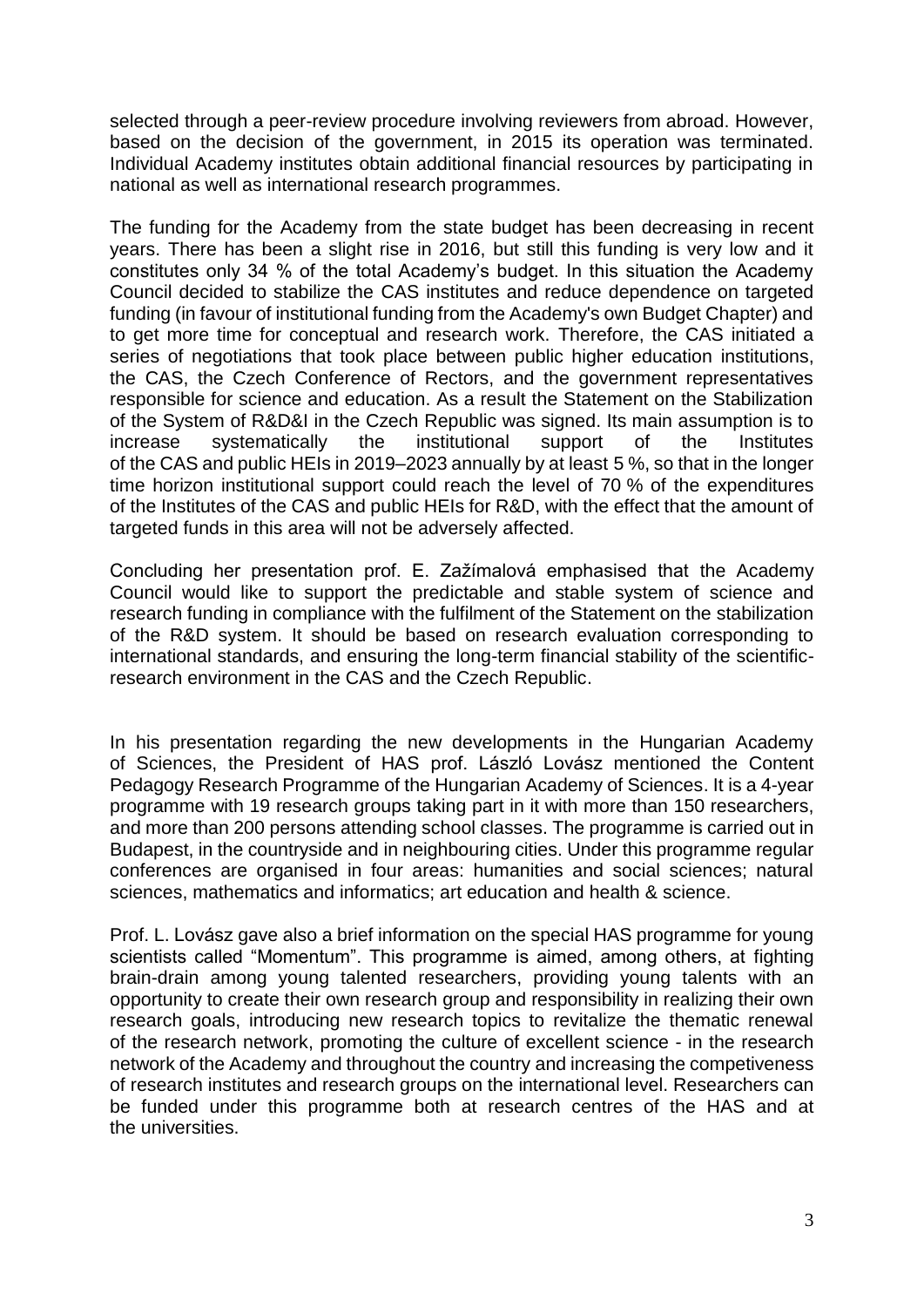selected through a peer-review procedure involving reviewers from abroad. However, based on the decision of the government, in 2015 its operation was terminated. Individual Academy institutes obtain additional financial resources by participating in national as well as international research programmes.

The funding for the Academy from the state budget has been decreasing in recent years. There has been a slight rise in 2016, but still this funding is very low and it constitutes only 34 % of the total Academy's budget. In this situation the Academy Council decided to stabilize the CAS institutes and reduce dependence on targeted funding (in favour of institutional funding from the Academy's own Budget Chapter) and to get more time for conceptual and research work. Therefore, the CAS initiated a series of negotiations that took place between public higher education institutions, the CAS, the Czech Conference of Rectors, and the government representatives responsible for science and education. As a result the Statement on the Stabilization of the System of R&D&I in the Czech Republic was signed. Its main assumption is to increase systematically the institutional support of the Institutes of the CAS and public HEIs in 2019–2023 annually by at least 5 %, so that in the longer time horizon institutional support could reach the level of 70 % of the expenditures of the Institutes of the CAS and public HEIs for R&D, with the effect that the amount of targeted funds in this area will not be adversely affected.

Concluding her presentation prof. E. Zažímalová emphasised that the Academy Council would like to support the predictable and stable system of science and research funding in compliance with the fulfilment of the Statement on the stabilization of the R&D system. It should be based on research evaluation corresponding to international standards, and ensuring the long-term financial stability of the scientific-research environment in the CAS and the Czech Republic.

In his presentation regarding the new developments in the Hungarian Academy of Sciences, the President of HAS prof. László Lovász mentioned the Content Pedagogy Research Programme of the Hungarian Academy of Sciences. It is a 4-year programme with 19 research groups taking part in it with more than 150 researchers, and more than 200 persons attending school classes. The programme is carried out in Budapest, in the countryside and in neighbouring cities. Under this programme regular conferences are organised in four areas: humanities and social sciences; natural sciences, mathematics and informatics; art education and health & science.

Prof. L. Lovász gave also a brief information on the special HAS programme for young scientists called "Momentum". This programme is aimed, among others, at fighting brain-drain among young talented researchers, providing young talents with an opportunity to create their own research group and responsibility in realizing their own research goals, introducing new research topics to revitalize the thematic renewal of the research network, promoting the culture of excellent science - in the research network of the Academy and throughout the country and increasing the competiveness of research institutes and research groups on the international level. Researchers can be funded under this programme both at research centres of the HAS and at the universities.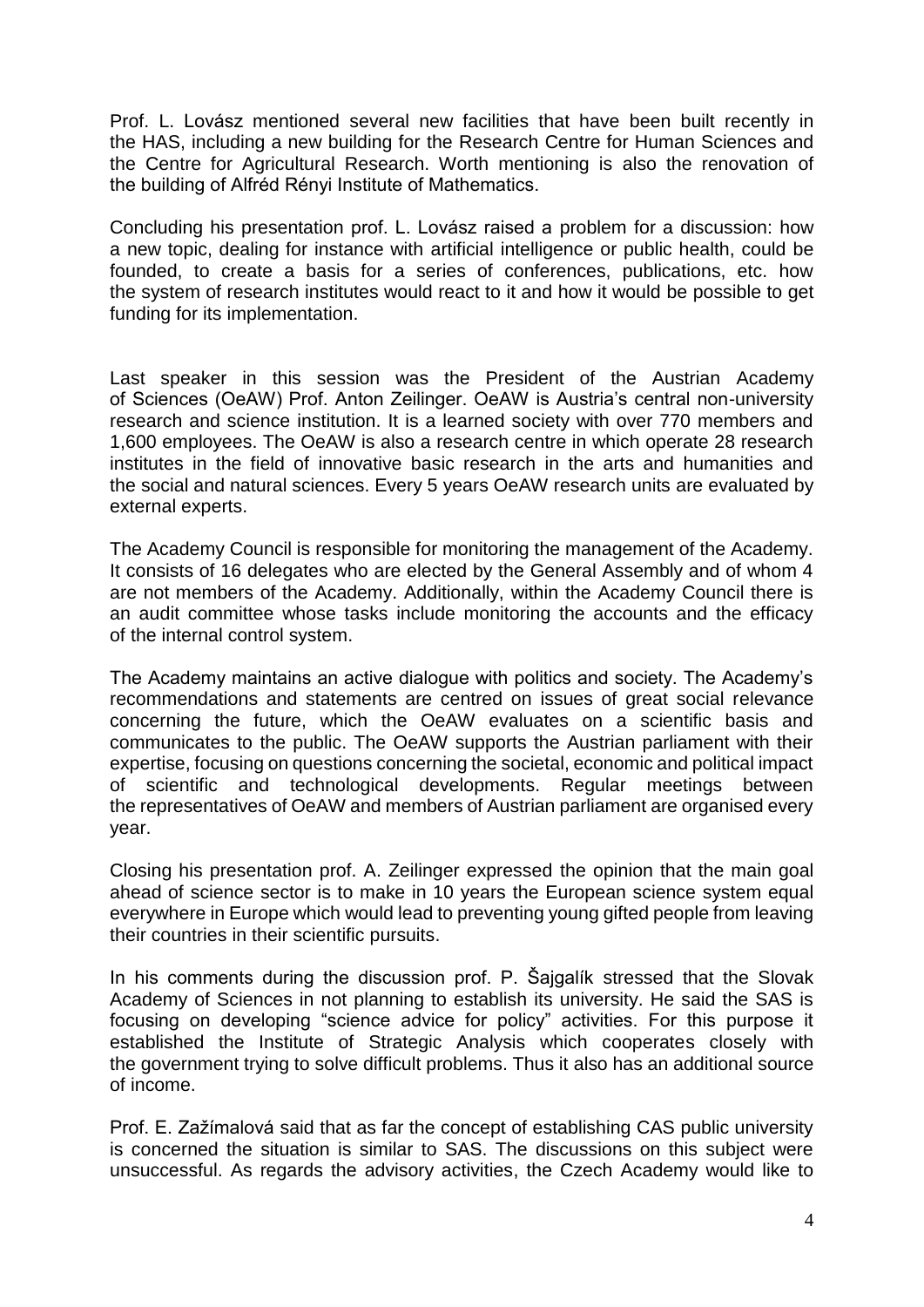Prof. L. Lovász mentioned several new facilities that have been built recently in the HAS, including a new building for the Research Centre for Human Sciences and the Centre for Agricultural Research. Worth mentioning is also the renovation of the building of Alfréd Rényi Institute of Mathematics.

Concluding his presentation prof. L. Lovász raised a problem for a discussion: how a new topic, dealing for instance with artificial intelligence or public health, could be founded, to create a basis for a series of conferences, publications, etc. how the system of research institutes would react to it and how it would be possible to get funding for its implementation.

Last speaker in this session was the President of the Austrian Academy of Sciences (OeAW) Prof. Anton Zeilinger. OeAW is Austria's central non-university research and science institution. It is a learned society with over 770 members and 1,600 employees. The OeAW is also a research centre in which operate 28 research institutes in the field of innovative basic research in the arts and humanities and the social and natural sciences. Every 5 years OeAW research units are evaluated by external experts.

The Academy Council is responsible for monitoring the management of the Academy. It consists of 16 delegates who are elected by the General Assembly and of whom 4 are not members of the Academy. Additionally, within the Academy Council there is an audit committee whose tasks include monitoring the accounts and the efficacy of the internal control system.

The Academy maintains an active dialogue with politics and society. The Academy's recommendations and statements are centred on issues of great social relevance concerning the future, which the OeAW evaluates on a scientific basis and communicates to the public. The OeAW supports the Austrian parliament with their expertise, focusing on questions concerning the societal, economic and political impact of scientific and technological developments. Regular meetings between the representatives of OeAW and members of Austrian parliament are organised every year.

Closing his presentation prof. A. Zeilinger expressed the opinion that the main goal ahead of science sector is to make in 10 years the European science system equal everywhere in Europe which would lead to preventing young gifted people from leaving their countries in their scientific pursuits.

In his comments during the discussion prof. P. Šajgalík stressed that the Slovak Academy of Sciences in not planning to establish its university. He said the SAS is focusing on developing "science advice for policy" activities. For this purpose it established the Institute of Strategic Analysis which cooperates closely with the government trying to solve difficult problems. Thus it also has an additional source of income.

Prof. E. Zažímalová said that as far the concept of establishing CAS public university is concerned the situation is similar to SAS. The discussions on this subject were unsuccessful. As regards the advisory activities, the Czech Academy would like to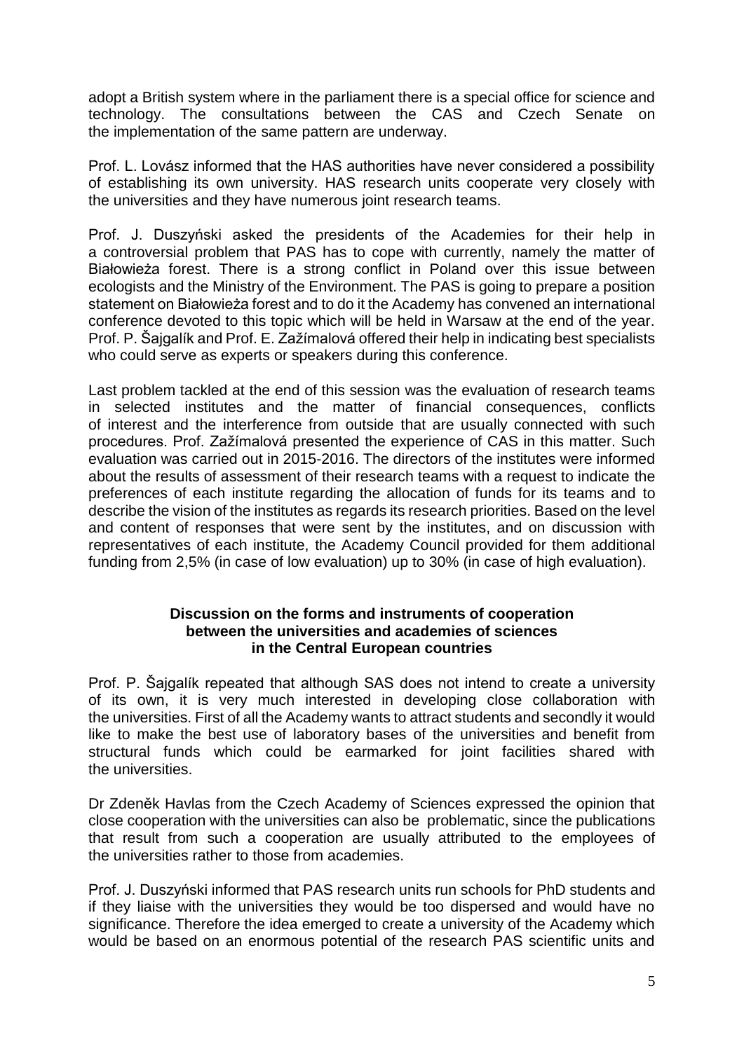adopt a British system where in the parliament there is a special office for science and technology. The consultations between the CAS and Czech Senate on the implementation of the same pattern are underway.

Prof. L. Lovász informed that the HAS authorities have never considered a possibility of establishing its own university. HAS research units cooperate very closely with the universities and they have numerous joint research teams.

Prof. J. Duszyński asked the presidents of the Academies for their help in a controversial problem that PAS has to cope with currently, namely the matter of Białowieża forest. There is a strong conflict in Poland over this issue between ecologists and the Ministry of the Environment. The PAS is going to prepare a position statement on Białowieża forest and to do it the Academy has convened an international conference devoted to this topic which will be held in Warsaw at the end of the year. Prof. P. Šajgalík and Prof. E. Zažímalová offered their help in indicating best specialists who could serve as experts or speakers during this conference.

Last problem tackled at the end of this session was the evaluation of research teams in selected institutes and the matter of financial consequences, conflicts of interest and the interference from outside that are usually connected with such procedures. Prof. Zažímalová presented the experience of CAS in this matter. Such evaluation was carried out in 2015-2016. The directors of the institutes were informed about the results of assessment of their research teams with a request to indicate the preferences of each institute regarding the allocation of funds for its teams and to describe the vision of the institutes as regards its research priorities. Based on the level and content of responses that were sent by the institutes, and on discussion with representatives of each institute, the Academy Council provided for them additional funding from 2,5% (in case of low evaluation) up to 30% (in case of high evaluation).

**Discussion on the forms and instruments of cooperation between the universities and academies of sciences in the Central European countries**

Prof. P. Šajgalík repeated that although SAS does not intend to create a university of its own, it is very much interested in developing close collaboration with the universities. First of all the Academy wants to attract students and secondly it would like to make the best use of laboratory bases of the universities and benefit from structural funds which could be earmarked for joint facilities shared with the universities.

Dr Zdeněk Havlas from the Czech Academy of Sciences expressed the opinion that close cooperation with the universities can also be problematic, since the publications that result from such a cooperation are usually attributed to the employees of the universities rather to those from academies.

Prof. J. Duszyński informed that PAS research units run schools for PhD students and if they liaise with the universities they would be too dispersed and would have no significance. Therefore the idea emerged to create a university of the Academy which would be based on an enormous potential of the research PAS scientific units and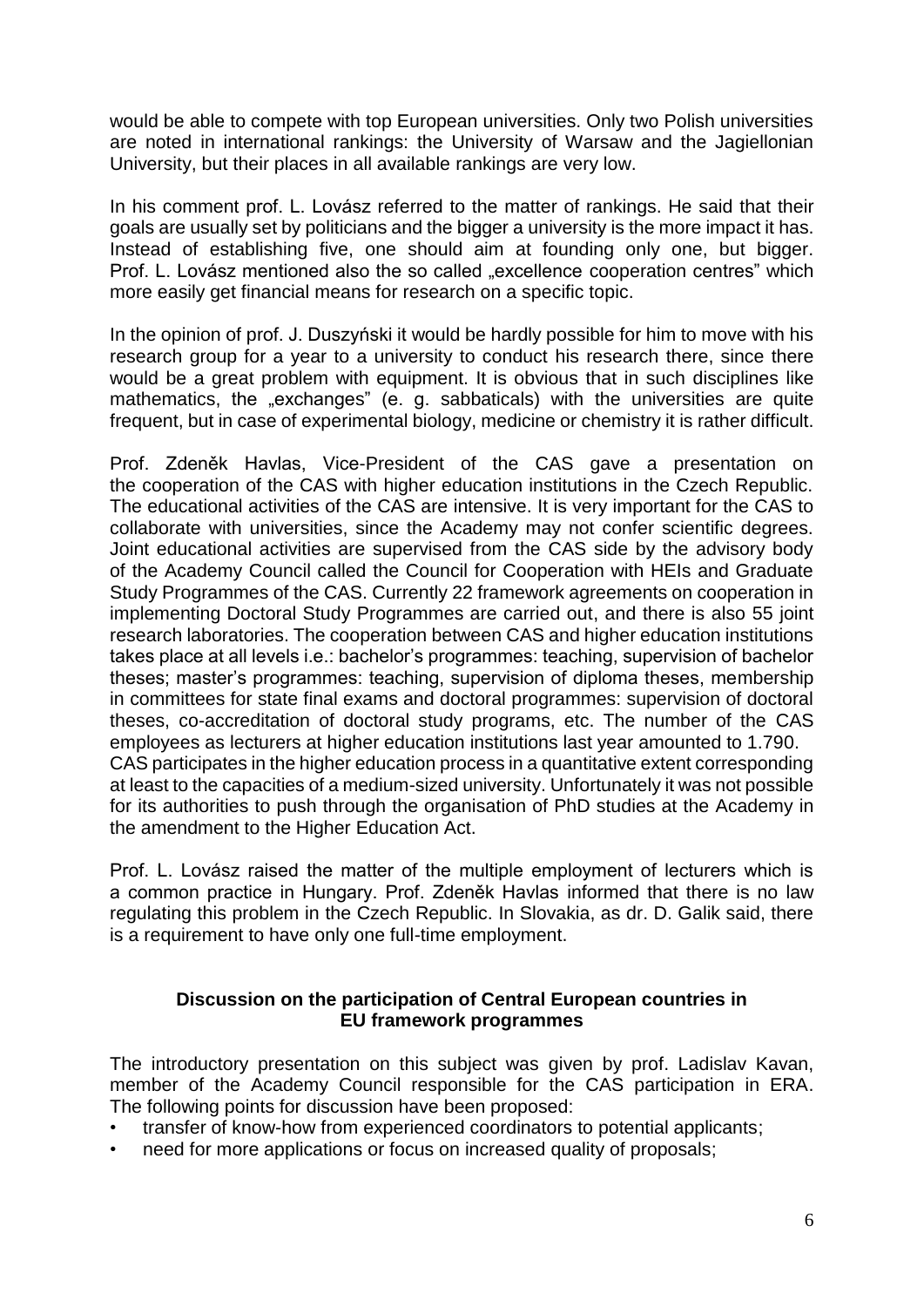would be able to compete with top European universities. Only two Polish universities are noted in international rankings: the University of Warsaw and the Jagiellonian University, but their places in all available rankings are very low.

In his comment prof. L. Lovász referred to the matter of rankings. He said that their goals are usually set by politicians and the bigger a university is the more impact it has. Instead of establishing five, one should aim at founding only one, but bigger. Prof. L. Lovász mentioned also the so called „excellence cooperation centres" which more easily get financial means for research on a specific topic.

In the opinion of prof. J. Duszyński it would be hardly possible for him to move with his research group for a year to a university to conduct his research there, since there would be a great problem with equipment. It is obvious that in such disciplines like mathematics, the „exchanges" (e. g. sabbaticals) with the universities are quite frequent, but in case of experimental biology, medicine or chemistry it is rather difficult.

Prof. Zdeněk Havlas, Vice-President of the CAS gave a presentation on the cooperation of the CAS with higher education institutions in the Czech Republic. The educational activities of the CAS are intensive. It is very important for the CAS to collaborate with universities, since the Academy may not confer scientific degrees. Joint educational activities are supervised from the CAS side by the advisory body of the Academy Council called the Council for Cooperation with HEIs and Graduate Study Programmes of the CAS. Currently 22 framework agreements on cooperation in implementing Doctoral Study Programmes are carried out, and there is also 55 joint research laboratories. The cooperation between CAS and higher education institutions takes place at all levels i.e.: bachelor's programmes: teaching, supervision of bachelor theses; master's programmes: teaching, supervision of diploma theses, membership in committees for state final exams and doctoral programmes: supervision of doctoral theses, co-accreditation of doctoral study programs, etc. The number of the CAS employees as lecturers at higher education institutions last year amounted to 1.790.
CAS participates in the higher education process in a quantitative extent corresponding at least to the capacities of a medium-sized university. Unfortunately it was not possible for its authorities to push through the organisation of PhD studies at the Academy in the amendment to the Higher Education Act.

Prof. L. Lovász raised the matter of the multiple employment of lecturers which is a common practice in Hungary. Prof. Zdeněk Havlas informed that there is no law regulating this problem in the Czech Republic. In Slovakia, as dr. D. Galik said, there is a requirement to have only one full-time employment.

**Discussion on the participation of Central European countries in EU framework programmes**

The introductory presentation on this subject was given by prof. Ladislav Kavan, member of the Academy Council responsible for the CAS participation in ERA. The following points for discussion have been proposed:

- transfer of know-how from experienced coordinators to potential applicants;
- need for more applications or focus on increased quality of proposals;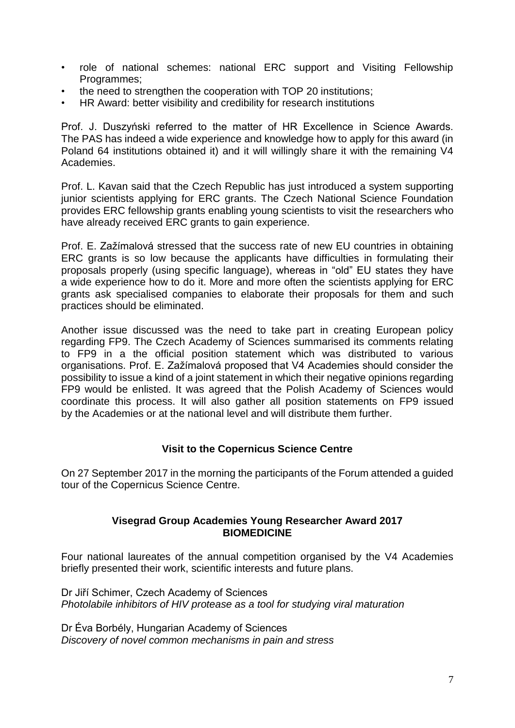- role of national schemes: national ERC support and Visiting Fellowship Programmes;
- the need to strengthen the cooperation with TOP 20 institutions;
- HR Award: better visibility and credibility for research institutions

Prof. J. Duszyński referred to the matter of HR Excellence in Science Awards. The PAS has indeed a wide experience and knowledge how to apply for this award (in Poland 64 institutions obtained it) and it will willingly share it with the remaining V4 Academies.

Prof. L. Kavan said that the Czech Republic has just introduced a system supporting junior scientists applying for ERC grants. The Czech National Science Foundation provides ERC fellowship grants enabling young scientists to visit the researchers who have already received ERC grants to gain experience.

Prof. E. Zažímalová stressed that the success rate of new EU countries in obtaining ERC grants is so low because the applicants have difficulties in formulating their proposals properly (using specific language), whereas in "old" EU states they have a wide experience how to do it. More and more often the scientists applying for ERC grants ask specialised companies to elaborate their proposals for them and such practices should be eliminated.

Another issue discussed was the need to take part in creating European policy regarding FP9. The Czech Academy of Sciences summarised its comments relating to FP9 in a the official position statement which was distributed to various organisations. Prof. E. Zažímalová proposed that V4 Academies should consider the possibility to issue a kind of a joint statement in which their negative opinions regarding FP9 would be enlisted. It was agreed that the Polish Academy of Sciences would coordinate this process. It will also gather all position statements on FP9 issued by the Academies or at the national level and will distribute them further.

**Visit to the Copernicus Science Centre**

On 27 September 2017 in the morning the participants of the Forum attended a guided tour of the Copernicus Science Centre.

**Visegrad Group Academies Young Researcher Award 2017**
**BIOMEDICINE**

Four national laureates of the annual competition organised by the V4 Academies briefly presented their work, scientific interests and future plans.

Dr Jiří Schimer, Czech Academy of Sciences
*Photolabile inhibitors of HIV protease as a tool for studying viral maturation*

Dr Éva Borbély, Hungarian Academy of Sciences
*Discovery of novel common mechanisms in pain and stress*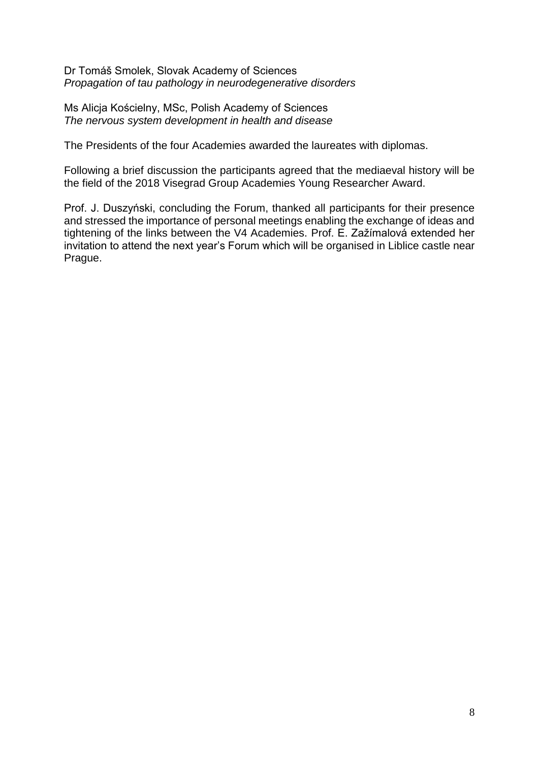Dr Tomáš Smolek, Slovak Academy of Sciences
*Propagation of tau pathology in neurodegenerative disorders*

Ms Alicja Kościelny, MSc, Polish Academy of Sciences
*The nervous system development in health and disease*

The Presidents of the four Academies awarded the laureates with diplomas.

Following a brief discussion the participants agreed that the mediaeval history will be the field of the 2018 Visegrad Group Academies Young Researcher Award.

Prof. J. Duszyński, concluding the Forum, thanked all participants for their presence and stressed the importance of personal meetings enabling the exchange of ideas and tightening of the links between the V4 Academies. Prof. E. Zažímalová extended her invitation to attend the next year's Forum which will be organised in Liblice castle near Prague.